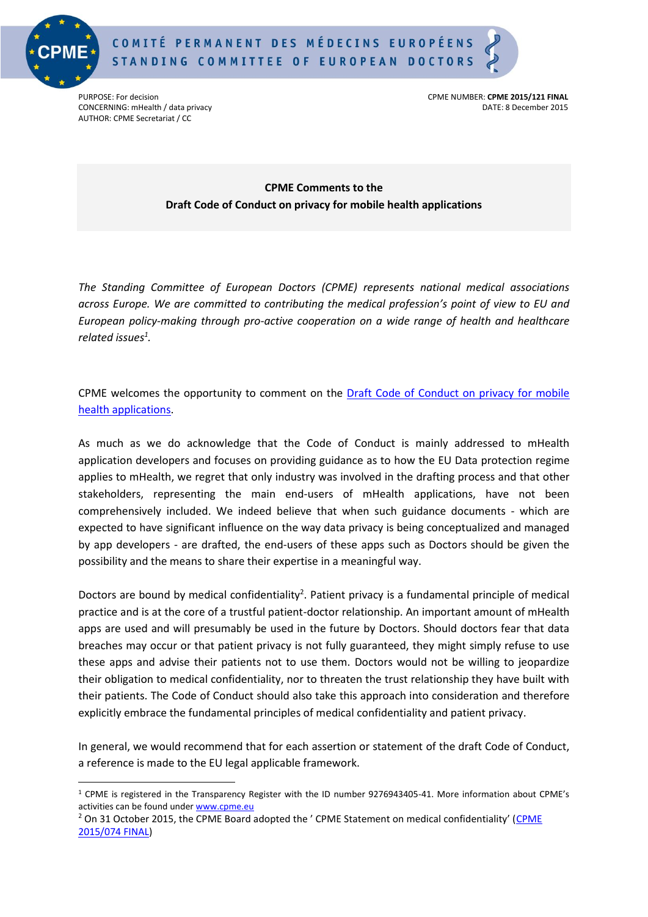COMITÉ PERMANENT DES MÉDECINS EUROPÉENS
STANDING COMMITTEE OF EUROPEAN DOCTORS

PURPOSE: For decision
CONCERNING: mHealth / data privacy
AUTHOR: CPME Secretariat / CC

CPME NUMBER: **CPME 2015/121 FINAL**
DATE: 8 December 2015

**CPME Comments to the**
**Draft Code of Conduct on privacy for mobile health applications**

*The Standing Committee of European Doctors (CPME) represents national medical associations across Europe. We are committed to contributing the medical profession's point of view to EU and European policy-making through pro-active cooperation on a wide range of health and healthcare related issues[1].*

CPME welcomes the opportunity to comment on the Draft Code of Conduct on privacy for mobile health applications.

As much as we do acknowledge that the Code of Conduct is mainly addressed to mHealth application developers and focuses on providing guidance as to how the EU Data protection regime applies to mHealth, we regret that only industry was involved in the drafting process and that other stakeholders, representing the main end-users of mHealth applications, have not been comprehensively included. We indeed believe that when such guidance documents - which are expected to have significant influence on the way data privacy is being conceptualized and managed by app developers - are drafted, the end-users of these apps such as Doctors should be given the possibility and the means to share their expertise in a meaningful way.

Doctors are bound by medical confidentiality[2]. Patient privacy is a fundamental principle of medical practice and is at the core of a trustful patient-doctor relationship. An important amount of mHealth apps are used and will presumably be used in the future by Doctors. Should doctors fear that data breaches may occur or that patient privacy is not fully guaranteed, they might simply refuse to use these apps and advise their patients not to use them. Doctors would not be willing to jeopardize their obligation to medical confidentiality, nor to threaten the trust relationship they have built with their patients. The Code of Conduct should also take this approach into consideration and therefore explicitly embrace the fundamental principles of medical confidentiality and patient privacy.

In general, we would recommend that for each assertion or statement of the draft Code of Conduct, a reference is made to the EU legal applicable framework.

---

[1] CPME is registered in the Transparency Register with the ID number 9276943405-41. More information about CPME's activities can be found under www.cpme.eu

[2] On 31 October 2015, the CPME Board adopted the ' CPME Statement on medical confidentiality' (CPME 2015/074 FINAL)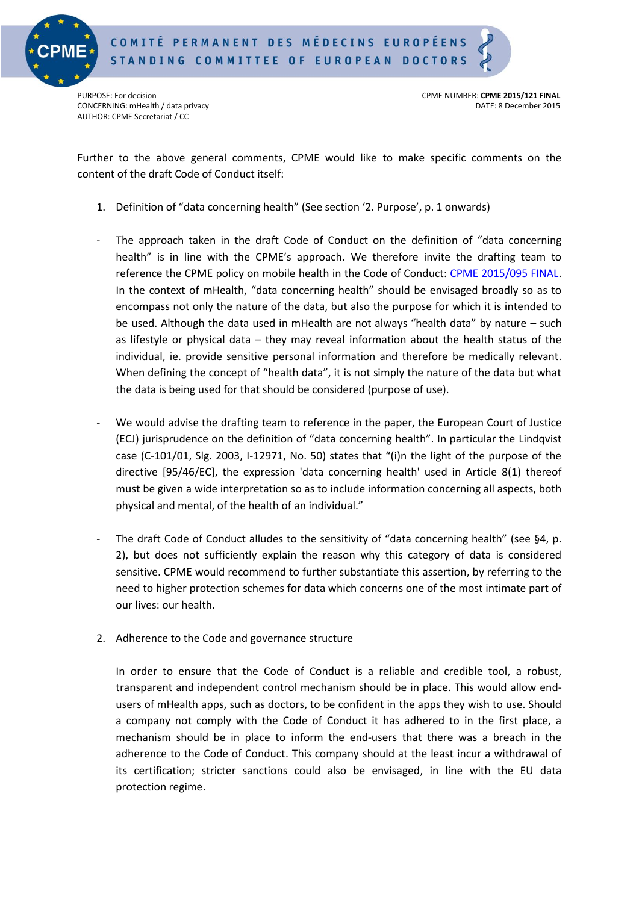Further to the above general comments, CPME would like to make specific comments on the content of the draft Code of Conduct itself:

1. Definition of "data concerning health" (See section '2. Purpose', p. 1 onwards)

- The approach taken in the draft Code of Conduct on the definition of "data concerning health" is in line with the CPME's approach. We therefore invite the drafting team to reference the CPME policy on mobile health in the Code of Conduct: CPME 2015/095 FINAL. In the context of mHealth, "data concerning health" should be envisaged broadly so as to encompass not only the nature of the data, but also the purpose for which it is intended to be used. Although the data used in mHealth are not always "health data" by nature – such as lifestyle or physical data – they may reveal information about the health status of the individual, ie. provide sensitive personal information and therefore be medically relevant. When defining the concept of "health data", it is not simply the nature of the data but what the data is being used for that should be considered (purpose of use).

- We would advise the drafting team to reference in the paper, the European Court of Justice (ECJ) jurisprudence on the definition of "data concerning health". In particular the Lindqvist case (C-101/01, Slg. 2003, I-12971, No. 50) states that "(i)n the light of the purpose of the directive [95/46/EC], the expression 'data concerning health' used in Article 8(1) thereof must be given a wide interpretation so as to include information concerning all aspects, both physical and mental, of the health of an individual."

- The draft Code of Conduct alludes to the sensitivity of "data concerning health" (see §4, p. 2), but does not sufficiently explain the reason why this category of data is considered sensitive. CPME would recommend to further substantiate this assertion, by referring to the need to higher protection schemes for data which concerns one of the most intimate part of our lives: our health.

2. Adherence to the Code and governance structure

   In order to ensure that the Code of Conduct is a reliable and credible tool, a robust, transparent and independent control mechanism should be in place. This would allow end-users of mHealth apps, such as doctors, to be confident in the apps they wish to use. Should a company not comply with the Code of Conduct it has adhered to in the first place, a mechanism should be in place to inform the end-users that there was a breach in the adherence to the Code of Conduct. This company should at the least incur a withdrawal of its certification; stricter sanctions could also be envisaged, in line with the EU data protection regime.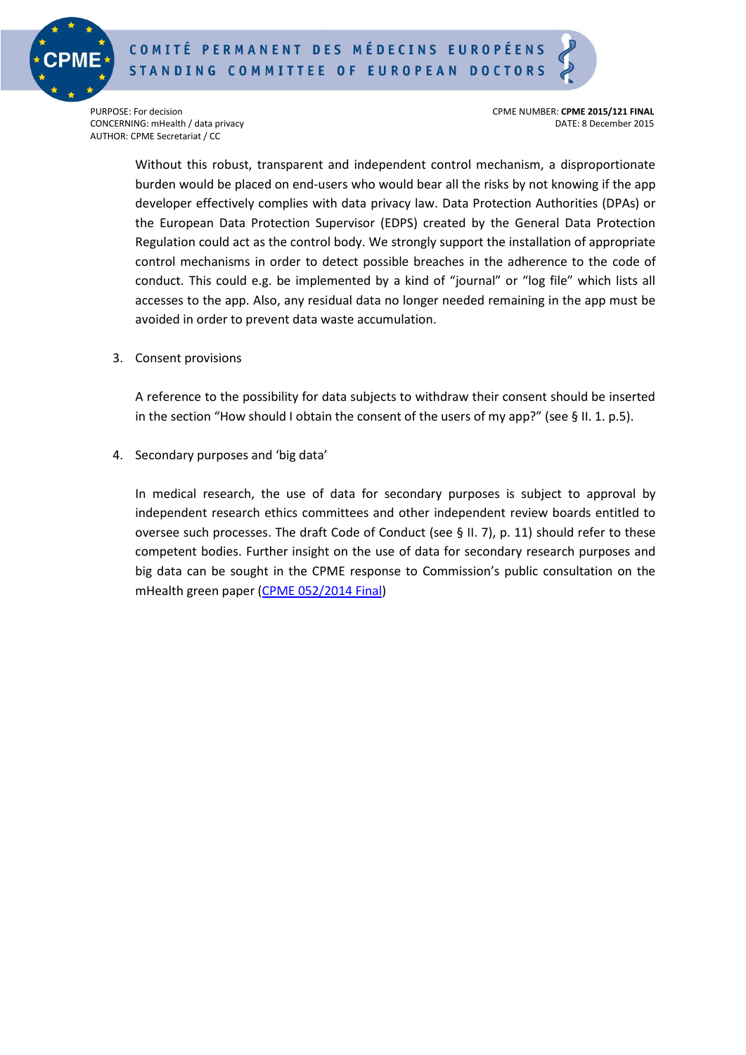Without this robust, transparent and independent control mechanism, a disproportionate burden would be placed on end-users who would bear all the risks by not knowing if the app developer effectively complies with data privacy law. Data Protection Authorities (DPAs) or the European Data Protection Supervisor (EDPS) created by the General Data Protection Regulation could act as the control body. We strongly support the installation of appropriate control mechanisms in order to detect possible breaches in the adherence to the code of conduct. This could e.g. be implemented by a kind of "journal" or "log file" which lists all accesses to the app. Also, any residual data no longer needed remaining in the app must be avoided in order to prevent data waste accumulation.

3. Consent provisions

   A reference to the possibility for data subjects to withdraw their consent should be inserted in the section "How should I obtain the consent of the users of my app?" (see § II. 1. p.5).

4. Secondary purposes and 'big data'

   In medical research, the use of data for secondary purposes is subject to approval by independent research ethics committees and other independent review boards entitled to oversee such processes. The draft Code of Conduct (see § II. 7), p. 11) should refer to these competent bodies. Further insight on the use of data for secondary research purposes and big data can be sought in the CPME response to Commission's public consultation on the mHealth green paper (CPME 052/2014 Final)